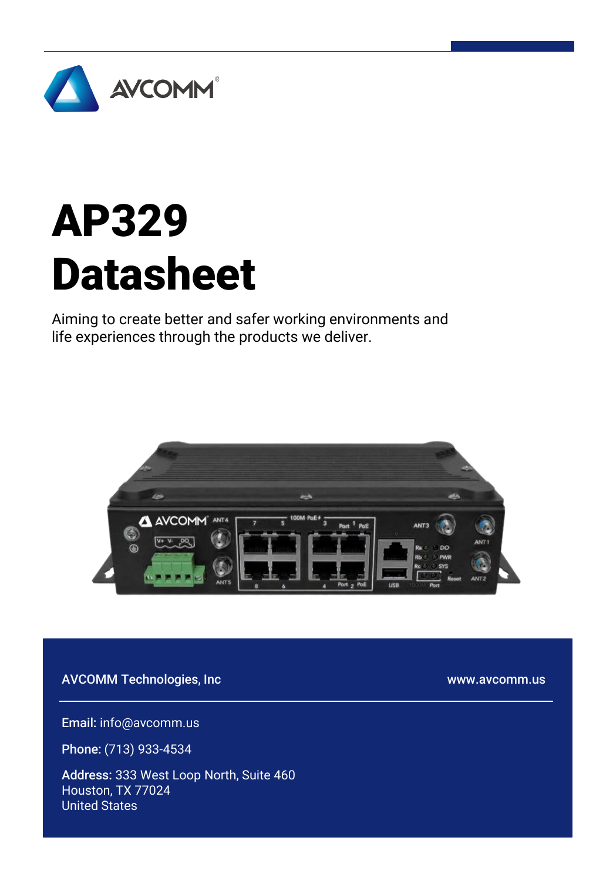AVCOMM®

# AP329 Datasheet

Aiming to create better and safer working environments and life experiences through the products we deliver.

**AVCOMM Technologies, Inc**

www.avcomm.us

**Email:** info@avcomm.us

**Phone:** (713) 933-4534

**Address:** 333 West Loop North, Suite 460
Houston, TX 77024
United States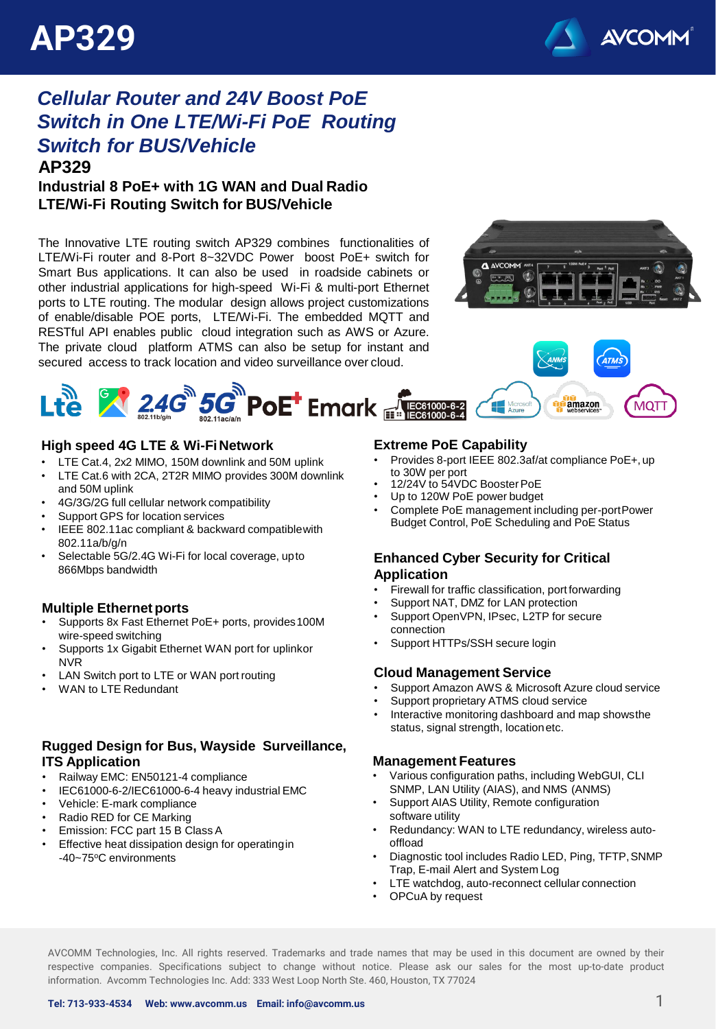# AP329

## *Cellular Router and 24V Boost PoE Switch in One LTE/Wi-Fi PoE Routing Switch for BUS/Vehicle*

## AP329

### Industrial 8 PoE+ with 1G WAN and Dual Radio LTE/Wi-Fi Routing Switch for BUS/Vehicle

The Innovative LTE routing switch AP329 combines functionalities of LTE/Wi-Fi router and 8-Port 8~32VDC Power boost PoE+ switch for Smart Bus applications. It can also be used in roadside cabinets or other industrial applications for high-speed Wi-Fi & multi-port Ethernet ports to LTE routing. The modular design allows project customizations of enable/disable POE ports, LTE/Wi-Fi. The embedded MQTT and RESTful API enables public cloud integration such as AWS or Azure. The private cloud platform ATMS can also be setup for instant and secured access to track location and video surveillance over cloud.

### High speed 4G LTE & Wi-Fi Network

- LTE Cat.4, 2x2 MIMO, 150M downlink and 50M uplink
- LTE Cat.6 with 2CA, 2T2R MIMO provides 300M downlink and 50M uplink
- 4G/3G/2G full cellular network compatibility
- Support GPS for location services
- IEEE 802.11ac compliant & backward compatible with 802.11a/b/g/n
- Selectable 5G/2.4G Wi-Fi for local coverage, up to 866Mbps bandwidth

### Multiple Ethernet ports

- Supports 8x Fast Ethernet PoE+ ports, provides 100M wire-speed switching
- Supports 1x Gigabit Ethernet WAN port for uplink or NVR
- LAN Switch port to LTE or WAN port routing
- WAN to LTE Redundant

### Rugged Design for Bus, Wayside Surveillance, ITS Application

- Railway EMC: EN50121-4 compliance
- IEC61000-6-2/IEC61000-6-4 heavy industrial EMC
- Vehicle: E-mark compliance
- Radio RED for CE Marking
- Emission: FCC part 15 B Class A
- Effective heat dissipation design for operating in -40~75ºC environments

### Extreme PoE Capability

- Provides 8-port IEEE 802.3af/at compliance PoE+, up to 30W per port
- 12/24V to 54VDC Booster PoE
- Up to 120W PoE power budget
- Complete PoE management including per-port Power Budget Control, PoE Scheduling and PoE Status

### Enhanced Cyber Security for Critical Application

- Firewall for traffic classification, port forwarding
- Support NAT, DMZ for LAN protection
- Support OpenVPN, IPsec, L2TP for secure connection
- Support HTTPs/SSH secure login

### Cloud Management Service

- Support Amazon AWS & Microsoft Azure cloud service
- Support proprietary ATMS cloud service
- Interactive monitoring dashboard and map shows the status, signal strength, location etc.

### Management Features

- Various configuration paths, including WebGUI, CLI SNMP, LAN Utility (AIAS), and NMS (ANMS)
- Support AIAS Utility, Remote configuration software utility
- Redundancy: WAN to LTE redundancy, wireless auto-offload
- Diagnostic tool includes Radio LED, Ping, TFTP, SNMP Trap, E-mail Alert and System Log
- LTE watchdog, auto-reconnect cellular connection
- OPCuA by request

AVCOMM Technologies, Inc. All rights reserved. Trademarks and trade names that may be used in this document are owned by their respective companies. Specifications subject to change without notice. Please ask our sales for the most up-to-date product information. Avcomm Technologies Inc. Add: 333 West Loop North Ste. 460, Houston, TX 77024

**Tel: 713-933-4534 Web: www.avcomm.us Email: info@avcomm.us**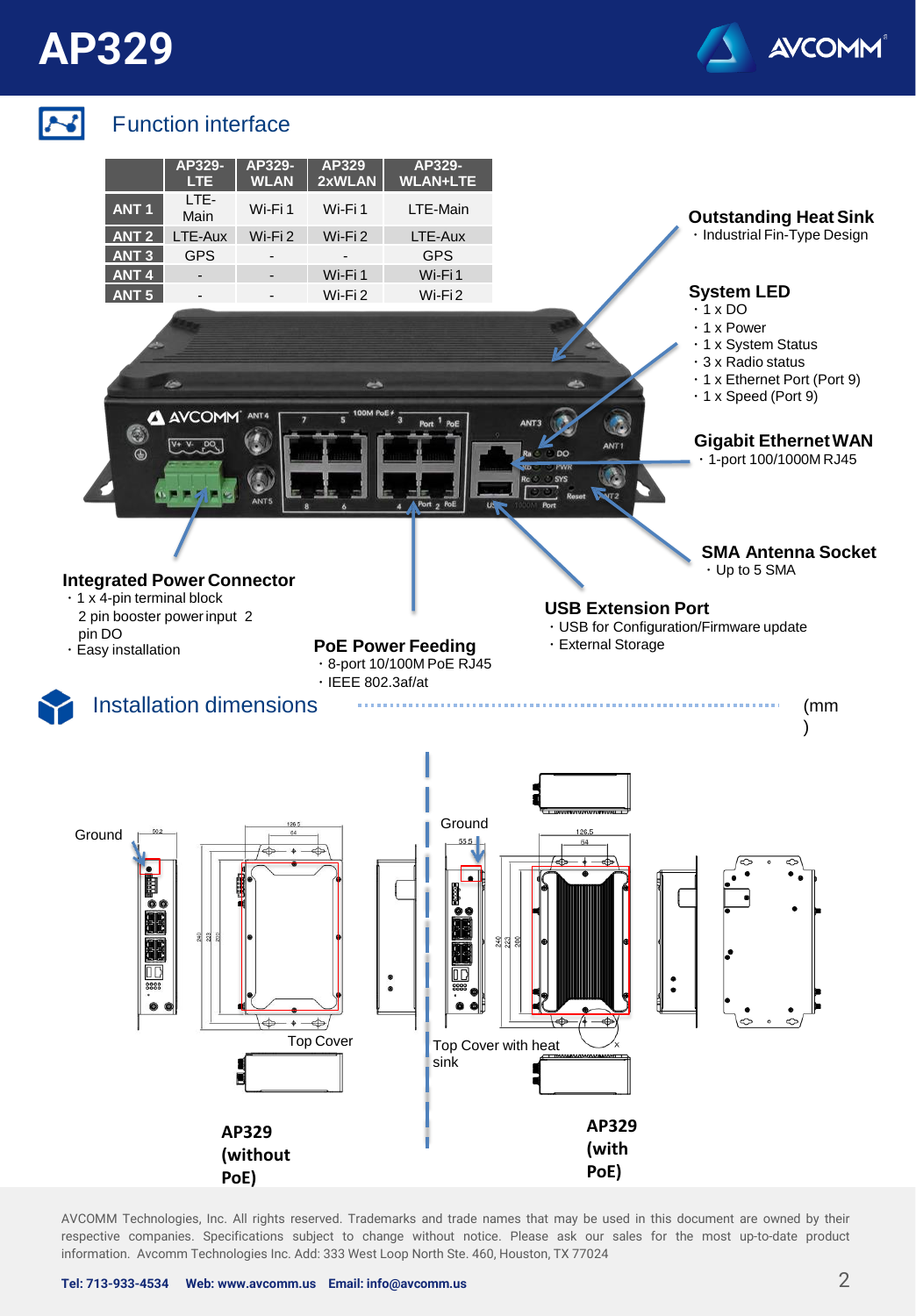## Function interface

| | AP329-LTE | AP329-WLAN | AP329 2xWLAN | AP329-WLAN+LTE |
|---|---|---|---|---|
| ANT 1 | LTE-Main | Wi-Fi 1 | Wi-Fi 1 | LTE-Main |
| ANT 2 | LTE-Aux | Wi-Fi 2 | Wi-Fi 2 | LTE-Aux |
| ANT 3 | GPS | - | - | GPS |
| ANT 4 | - | - | Wi-Fi 1 | Wi-Fi 1 |
| ANT 5 | - | - | Wi-Fi 2 | Wi-Fi 2 |

**Outstanding Heat Sink**
- Industrial Fin-Type Design

**System LED**
- 1 x DO
- 1 x Power
- 1 x System Status
- 3 x Radio status
- 1 x Ethernet Port (Port 9)
- 1 x Speed (Port 9)

**Gigabit Ethernet WAN**
- 1-port 100/1000M RJ45

**SMA Antenna Socket**
- Up to 5 SMA

**Integrated Power Connector**
- 1 x 4-pin terminal block
  2 pin booster power input 2 pin DO
- Easy installation

**PoE Power Feeding**
- 8-port 10/100M PoE RJ45
- IEEE 802.3af/at

**USB Extension Port**
- USB for Configuration/Firmware update
- External Storage

## Installation dimensions

(mm)

Ground

Top Cover

**AP329 (without PoE)**

Ground

Top Cover with heat sink

**AP329 (with PoE)**

AVCOMM Technologies, Inc. All rights reserved. Trademarks and trade names that may be used in this document are owned by their respective companies. Specifications subject to change without notice. Please ask our sales for the most up-to-date product information. Avcomm Technologies Inc. Add: 333 West Loop North Ste. 460, Houston, TX 77024

**Tel: 713-933-4534 Web: www.avcomm.us Email: info@avcomm.us**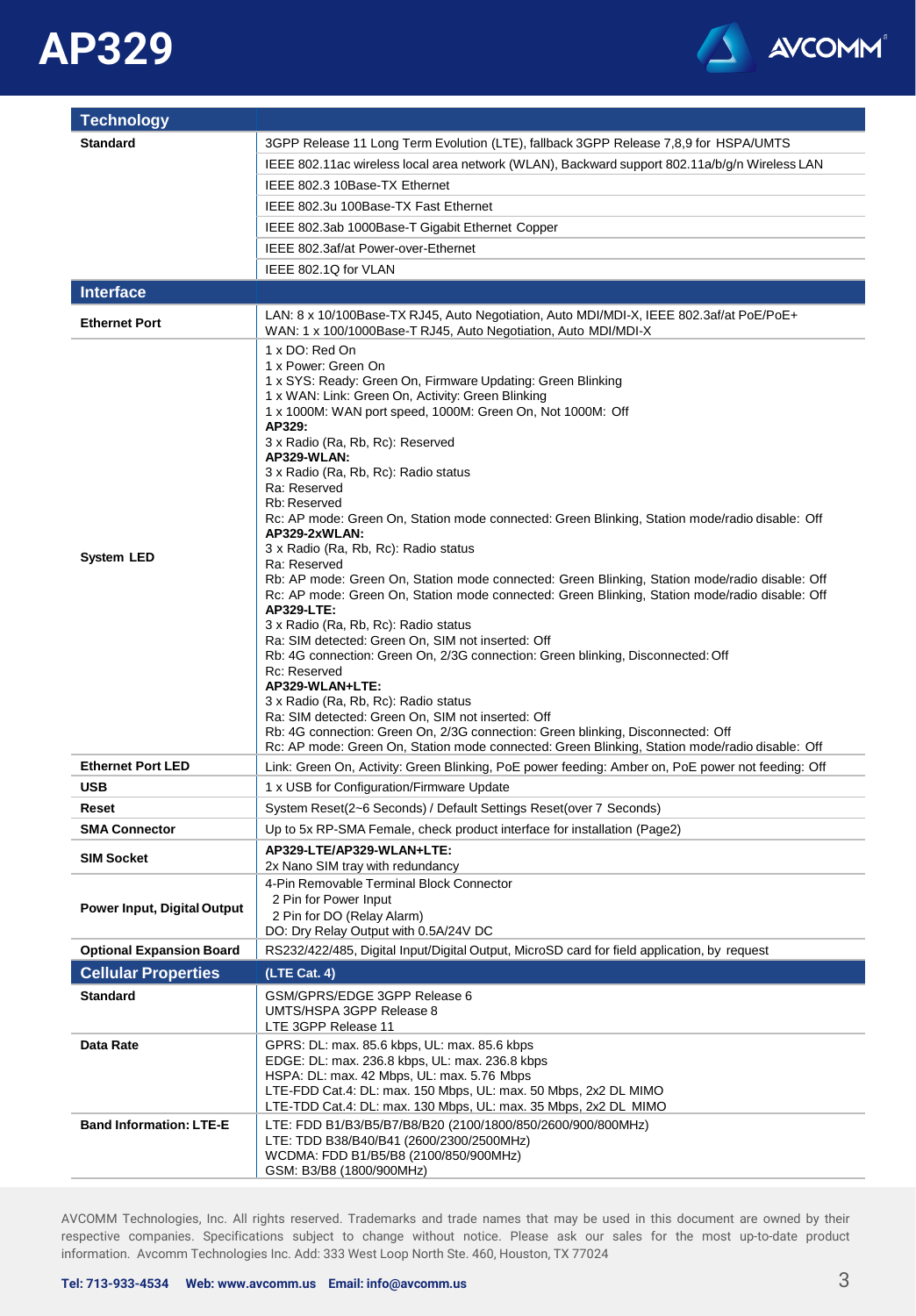# AP329

| Technology | |
|---|---|
| **Standard** | 3GPP Release 11 Long Term Evolution (LTE), fallback 3GPP Release 7,8,9 for HSPA/UMTS |
| | IEEE 802.11ac wireless local area network (WLAN), Backward support 802.11a/b/g/n Wireless LAN |
| | IEEE 802.3 10Base-TX Ethernet |
| | IEEE 802.3u 100Base-TX Fast Ethernet |
| | IEEE 802.3ab 1000Base-T Gigabit Ethernet Copper |
| | IEEE 802.3af/at Power-over-Ethernet |
| | IEEE 802.1Q for VLAN |
| **Interface** | |
| **Ethernet Port** | LAN: 8 x 10/100Base-TX RJ45, Auto Negotiation, Auto MDI/MDI-X, IEEE 802.3af/at PoE/PoE+<br>WAN: 1 x 100/1000Base-T RJ45, Auto Negotiation, Auto MDI/MDI-X |
| **System LED** | 1 x DO: Red On<br>1 x Power: Green On<br>1 x SYS: Ready: Green On, Firmware Updating: Green Blinking<br>1 x WAN: Link: Green On, Activity: Green Blinking<br>1 x 1000M: WAN port speed, 1000M: Green On, Not 1000M: Off<br>**AP329:**<br>3 x Radio (Ra, Rb, Rc): Reserved<br>**AP329-WLAN:**<br>3 x Radio (Ra, Rb, Rc): Radio status<br>Ra: Reserved<br>Rb: Reserved<br>Rc: AP mode: Green On, Station mode connected: Green Blinking, Station mode/radio disable: Off<br>**AP329-2xWLAN:**<br>3 x Radio (Ra, Rb, Rc): Radio status<br>Ra: Reserved<br>Rb: AP mode: Green On, Station mode connected: Green Blinking, Station mode/radio disable: Off<br>Rc: AP mode: Green On, Station mode connected: Green Blinking, Station mode/radio disable: Off<br>**AP329-LTE:**<br>3 x Radio (Ra, Rb, Rc): Radio status<br>Ra: SIM detected: Green On, SIM not inserted: Off<br>Rb: 4G connection: Green On, 2/3G connection: Green blinking, Disconnected: Off<br>Rc: Reserved<br>**AP329-WLAN+LTE:**<br>3 x Radio (Ra, Rb, Rc): Radio status<br>Ra: SIM detected: Green On, SIM not inserted: Off<br>Rb: 4G connection: Green On, 2/3G connection: Green blinking, Disconnected: Off<br>Rc: AP mode: Green On, Station mode connected: Green Blinking, Station mode/radio disable: Off |
| **Ethernet Port LED** | Link: Green On, Activity: Green Blinking, PoE power feeding: Amber on, PoE power not feeding: Off |
| **USB** | 1 x USB for Configuration/Firmware Update |
| **Reset** | System Reset(2~6 Seconds) / Default Settings Reset(over 7 Seconds) |
| **SMA Connector** | Up to 5x RP-SMA Female, check product interface for installation (Page2) |
| **SIM Socket** | **AP329-LTE/AP329-WLAN+LTE:**<br>2x Nano SIM tray with redundancy |
| **Power Input, Digital Output** | 4-Pin Removable Terminal Block Connector<br>2 Pin for Power Input<br>2 Pin for DO (Relay Alarm)<br>DO: Dry Relay Output with 0.5A/24V DC |
| **Optional Expansion Board** | RS232/422/485, Digital Input/Digital Output, MicroSD card for field application, by request |
| **Cellular Properties** | **(LTE Cat. 4)** |
| **Standard** | GSM/GPRS/EDGE 3GPP Release 6<br>UMTS/HSPA 3GPP Release 8<br>LTE 3GPP Release 11 |
| **Data Rate** | GPRS: DL: max. 85.6 kbps, UL: max. 85.6 kbps<br>EDGE: DL: max. 236.8 kbps, UL: max. 236.8 kbps<br>HSPA: DL: max. 42 Mbps, UL: max. 5.76 Mbps<br>LTE-FDD Cat.4: DL: max. 150 Mbps, UL: max. 50 Mbps, 2x2 DL MIMO<br>LTE-TDD Cat.4: DL: max. 130 Mbps, UL: max. 35 Mbps, 2x2 DL MIMO |
| **Band Information: LTE-E** | LTE: FDD B1/B3/B5/B7/B8/B20 (2100/1800/850/2600/900/800MHz)<br>LTE: TDD B38/B40/B41 (2600/2300/2500MHz)<br>WCDMA: FDD B1/B5/B8 (2100/850/900MHz)<br>GSM: B3/B8 (1800/900MHz) |

AVCOMM Technologies, Inc. All rights reserved. Trademarks and trade names that may be used in this document are owned by their respective companies. Specifications subject to change without notice. Please ask our sales for the most up-to-date product information. Avcomm Technologies Inc. Add: 333 West Loop North Ste. 460, Houston, TX 77024

**Tel: 713-933-4534 Web: www.avcomm.us Email: info@avcomm.us**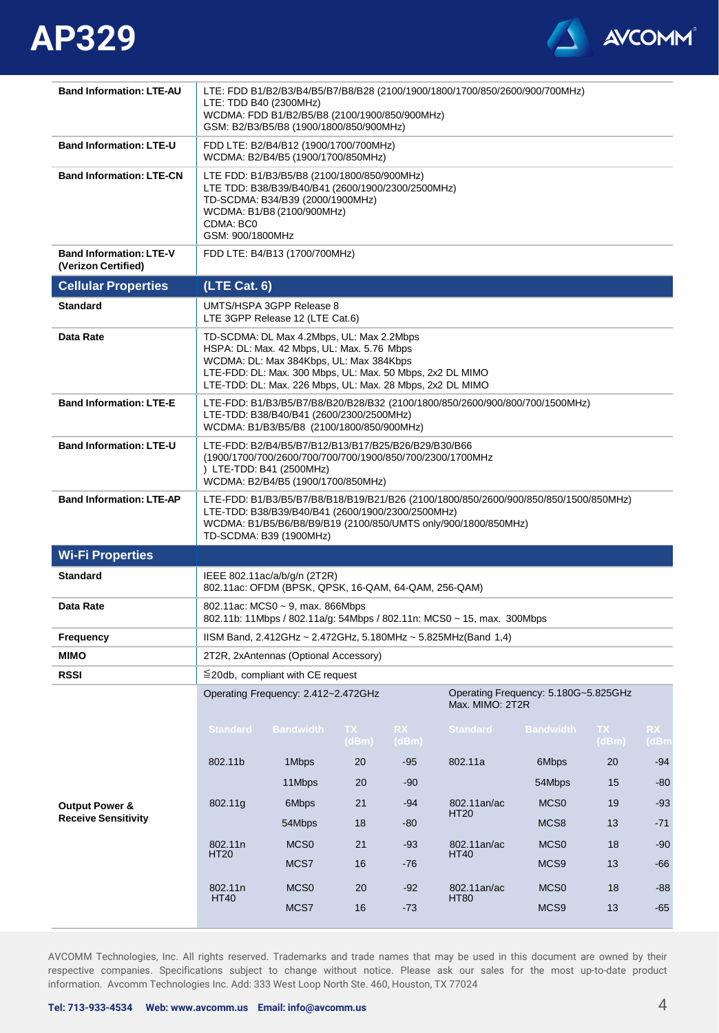| | |
|---|---|
| **Band Information: LTE-AU** | LTE: FDD B1/B2/B3/B4/B5/B7/B8/B28 (2100/1900/1800/1700/850/2600/900/700MHz)<br>LTE: TDD B40 (2300MHz)<br>WCDMA: FDD B1/B2/B5/B8 (2100/1900/850/900MHz)<br>GSM: B2/B3/B5/B8 (1900/1800/850/900MHz) |
| **Band Information: LTE-U** | FDD LTE: B2/B4/B12 (1900/1700/700MHz)<br>WCDMA: B2/B4/B5 (1900/1700/850MHz) |
| **Band Information: LTE-CN** | LTE FDD: B1/B3/B5/B8 (2100/1800/850/900MHz)<br>LTE TDD: B38/B39/B40/B41 (2600/1900/2300/2500MHz)<br>TD-SCDMA: B34/B39 (2000/1900MHz)<br>WCDMA: B1/B8 (2100/900MHz)<br>CDMA: BC0<br>GSM: 900/1800MHz |
| **Band Information: LTE-V (Verizon Certified)** | FDD LTE: B4/B13 (1700/700MHz) |
| **Cellular Properties** | **(LTE Cat. 6)** |
| **Standard** | UMTS/HSPA 3GPP Release 8<br>LTE 3GPP Release 12 (LTE Cat.6) |
| **Data Rate** | TD-SCDMA: DL Max 4.2Mbps, UL: Max 2.2Mbps<br>HSPA: DL: Max. 42 Mbps, UL: Max. 5.76 Mbps<br>WCDMA: DL: Max 384Kbps, UL: Max 384Kbps<br>LTE-FDD: DL: Max. 300 Mbps, UL: Max. 50 Mbps, 2x2 DL MIMO<br>LTE-TDD: DL: Max. 226 Mbps, UL: Max. 28 Mbps, 2x2 DL MIMO |
| **Band Information: LTE-E** | LTE-FDD: B1/B3/B5/B7/B8/B20/B28/B32 (2100/1800/850/2600/900/800/700/1500MHz)<br>LTE-TDD: B38/B40/B41 (2600/2300/2500MHz)<br>WCDMA: B1/B3/B5/B8 (2100/1800/850/900MHz) |
| **Band Information: LTE-U** | LTE-FDD: B2/B4/B5/B7/B12/B13/B17/B25/B26/B29/B30/B66<br>(1900/1700/700/2600/700/700/700/1900/850/700/2300/1700MHz<br>) LTE-TDD: B41 (2500MHz)<br>WCDMA: B2/B4/B5 (1900/1700/850MHz) |
| **Band Information: LTE-AP** | LTE-FDD: B1/B3/B5/B7/B8/B18/B19/B21/B26 (2100/1800/850/2600/900/850/850/1500/850MHz)<br>LTE-TDD: B38/B39/B40/B41 (2600/1900/2300/2500MHz)<br>WCDMA: B1/B5/B6/B8/B9/B19 (2100/850/UMTS only/900/1800/850MHz)<br>TD-SCDMA: B39 (1900MHz) |
| **Wi-Fi Properties** | |
| **Standard** | IEEE 802.11ac/a/b/g/n (2T2R)<br>802.11ac: OFDM (BPSK, QPSK, 16-QAM, 64-QAM, 256-QAM) |
| **Data Rate** | 802.11ac: MCS0 ~ 9, max. 866Mbps<br>802.11b: 11Mbps / 802.11a/g: 54Mbps / 802.11n: MCS0 ~ 15, max. 300Mbps |
| **Frequency** | IISM Band, 2.412GHz ~ 2.472GHz, 5.180MHz ~ 5.825MHz(Band 1,4) |
| **MIMO** | 2T2R, 2xAntennas (Optional Accessory) |
| **RSSI** | ≦20db, compliant with CE request |

**Output Power & Receive Sensitivity**

| Operating Frequency: 2.412~2.472GHz | | | | Operating Frequency: 5.180G~5.825GHz Max. MIMO: 2T2R | | | |
|---|---|---|---|---|---|---|---|
| Standard | Bandwidth | TX (dBm) | RX (dBm) | Standard | Bandwidth | TX (dBm) | RX (dBm) |
| 802.11b | 1Mbps | 20 | -95 | 802.11a | 6Mbps | 20 | -94 |
| | 11Mbps | 20 | -90 | | 54Mbps | 15 | -80 |
| 802.11g | 6Mbps | 21 | -94 | 802.11an/ac HT20 | MCS0 | 19 | -93 |
| | 54Mbps | 18 | -80 | | MCS8 | 13 | -71 |
| 802.11n HT20 | MCS0 | 21 | -93 | 802.11an/ac HT40 | MCS0 | 18 | -90 |
| | MCS7 | 16 | -76 | | MCS9 | 13 | -66 |
| 802.11n HT40 | MCS0 | 20 | -92 | 802.11an/ac HT80 | MCS0 | 18 | -88 |
| | MCS7 | 16 | -73 | | MCS9 | 13 | -65 |

AVCOMM Technologies, Inc. All rights reserved. Trademarks and trade names that may be used in this document are owned by their respective companies. Specifications subject to change without notice. Please ask our sales for the most up-to-date product information. Avcomm Technologies Inc. Add: 333 West Loop North Ste. 460, Houston, TX 77024

**Tel: 713-933-4534 Web: www.avcomm.us Email: info@avcomm.us**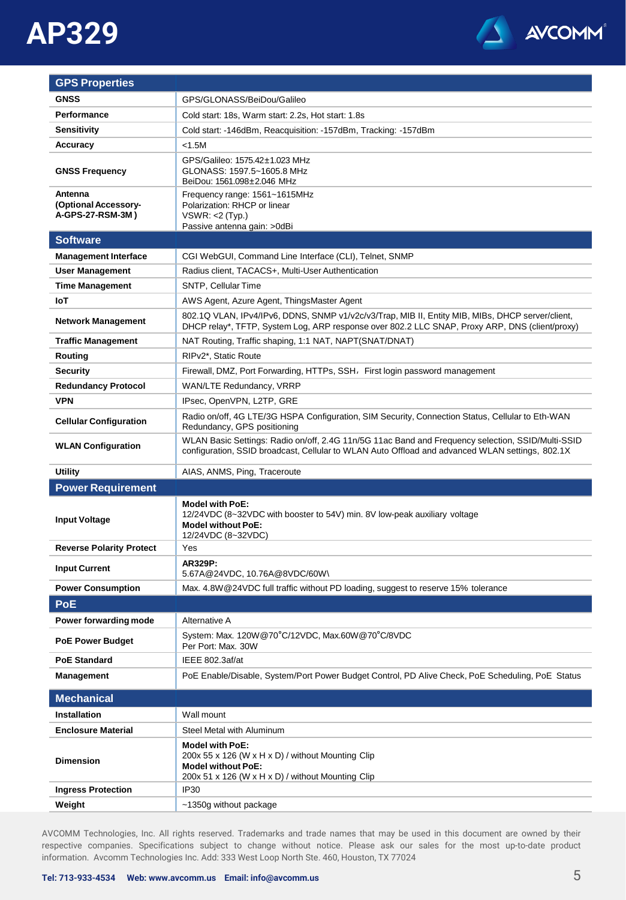# AP329

| GPS Properties | |
|---|---|
| **GNSS** | GPS/GLONASS/BeiDou/Galileo |
| **Performance** | Cold start: 18s, Warm start: 2.2s, Hot start: 1.8s |
| **Sensitivity** | Cold start: -146dBm, Reacquisition: -157dBm, Tracking: -157dBm |
| **Accuracy** | <1.5M |
| **GNSS Frequency** | GPS/Galileo: 1575.42±1.023 MHz<br>GLONASS: 1597.5~1605.8 MHz<br>BeiDou: 1561.098±2.046 MHz |
| **Antenna (Optional Accessory- A-GPS-27-RSM-3M )** | Frequency range: 1561~1615MHz<br>Polarization: RHCP or linear<br>VSWR: <2 (Typ.)<br>Passive antenna gain: >0dBi |

| Software | |
|---|---|
| **Management Interface** | CGI WebGUI, Command Line Interface (CLI), Telnet, SNMP |
| **User Management** | Radius client, TACACS+, Multi-User Authentication |
| **Time Management** | SNTP, Cellular Time |
| **IoT** | AWS Agent, Azure Agent, ThingsMaster Agent |
| **Network Management** | 802.1Q VLAN, IPv4/IPv6, DDNS, SNMP v1/v2c/v3/Trap, MIB II, Entity MIB, MIBs, DHCP server/client, DHCP relay*, TFTP, System Log, ARP response over 802.2 LLC SNAP, Proxy ARP, DNS (client/proxy) |
| **Traffic Management** | NAT Routing, Traffic shaping, 1:1 NAT, NAPT(SNAT/DNAT) |
| **Routing** | RIPv2*, Static Route |
| **Security** | Firewall, DMZ, Port Forwarding, HTTPs, SSH, First login password management |
| **Redundancy Protocol** | WAN/LTE Redundancy, VRRP |
| **VPN** | IPsec, OpenVPN, L2TP, GRE |
| **Cellular Configuration** | Radio on/off, 4G LTE/3G HSPA Configuration, SIM Security, Connection Status, Cellular to Eth-WAN Redundancy, GPS positioning |
| **WLAN Configuration** | WLAN Basic Settings: Radio on/off, 2.4G 11n/5G 11ac Band and Frequency selection, SSID/Multi-SSID configuration, SSID broadcast, Cellular to WLAN Auto Offload and advanced WLAN settings, 802.1X |
| **Utility** | AIAS, ANMS, Ping, Traceroute |

| Power Requirement | |
|---|---|
| **Input Voltage** | **Model with PoE:**<br>12/24VDC (8~32VDC with booster to 54V) min. 8V low-peak auxiliary voltage<br>**Model without PoE:**<br>12/24VDC (8~32VDC) |
| **Reverse Polarity Protect** | Yes |
| **Input Current** | **AR329P:**<br>5.67A@24VDC, 10.76A@8VDC/60W\ |
| **Power Consumption** | Max. 4.8W@24VDC full traffic without PD loading, suggest to reserve 15% tolerance |

| PoE | |
|---|---|
| **Power forwarding mode** | Alternative A |
| **PoE Power Budget** | System: Max. 120W@70˚C/12VDC, Max.60W@70˚C/8VDC<br>Per Port: Max. 30W |
| **PoE Standard** | IEEE 802.3af/at |
| **Management** | PoE Enable/Disable, System/Port Power Budget Control, PD Alive Check, PoE Scheduling, PoE Status |

| Mechanical | |
|---|---|
| **Installation** | Wall mount |
| **Enclosure Material** | Steel Metal with Aluminum |
| **Dimension** | **Model with PoE:**<br>200x 55 x 126 (W x H x D) / without Mounting Clip<br>**Model without PoE:**<br>200x 51 x 126 (W x H x D) / without Mounting Clip |
| **Ingress Protection** | IP30 |
| **Weight** | ~1350g without package |

AVCOMM Technologies, Inc. All rights reserved. Trademarks and trade names that may be used in this document are owned by their respective companies. Specifications subject to change without notice. Please ask our sales for the most up-to-date product information. Avcomm Technologies Inc. Add: 333 West Loop North Ste. 460, Houston, TX 77024

**Tel: 713-933-4534 Web: www.avcomm.us Email: info@avcomm.us**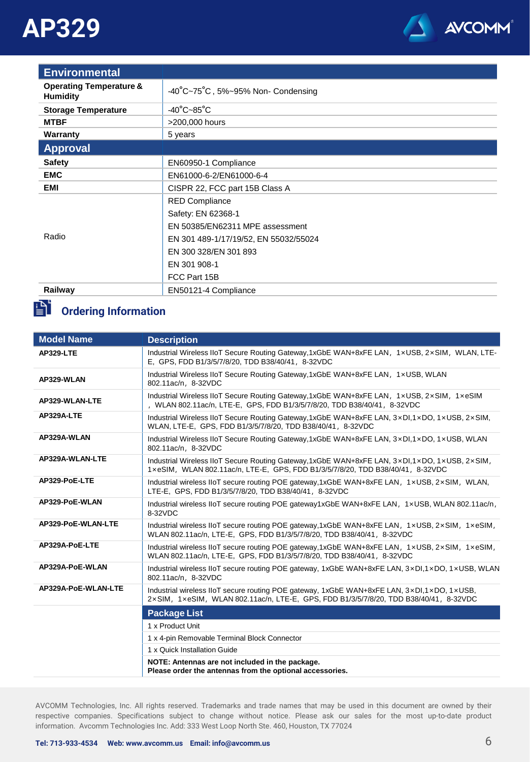| Environmental | |
| --- | --- |
| **Operating Temperature & Humidity** | -40˚C~75˚C , 5%~95% Non- Condensing |
| **Storage Temperature** | -40˚C~85˚C |
| **MTBF** | >200,000 hours |
| **Warranty** | 5 years |
| **Approval** | |
| **Safety** | EN60950-1 Compliance |
| **EMC** | EN61000-6-2/EN61000-6-4 |
| **EMI** | CISPR 22, FCC part 15B Class A |
| Radio | RED Compliance<br>Safety: EN 62368-1<br>EN 50385/EN62311 MPE assessment<br>EN 301 489-1/17/19/52, EN 55032/55024<br>EN 300 328/EN 301 893<br>EN 301 908-1<br>FCC Part 15B |
| **Railway** | EN50121-4 Compliance |

## Ordering Information

| Model Name | Description |
| --- | --- |
| **AP329-LTE** | Industrial Wireless IIoT Secure Routing Gateway,1xGbE WAN+8xFE LAN，1×USB, 2×SIM，WLAN, LTE-E，GPS, FDD B1/3/5/7/8/20, TDD B38/40/41，8-32VDC |
| **AP329-WLAN** | Industrial Wireless IIoT Secure Routing Gateway,1xGbE WAN+8xFE LAN，1×USB, WLAN 802.11ac/n，8-32VDC |
| **AP329-WLAN-LTE** | Industrial Wireless IIoT Secure Routing Gateway,1xGbE WAN+8xFE LAN，1×USB, 2×SIM，1×eSIM，WLAN 802.11ac/n, LTE-E，GPS, FDD B1/3/5/7/8/20, TDD B38/40/41，8-32VDC |
| **AP329A-LTE** | Industrial Wireless IIoT Secure Routing Gateway,1xGbE WAN+8xFE LAN, 3×DI,1×DO, 1×USB, 2×SIM, WLAN, LTE-E，GPS, FDD B1/3/5/7/8/20, TDD B38/40/41，8-32VDC |
| **AP329A-WLAN** | Industrial Wireless IIoT Secure Routing Gateway,1xGbE WAN+8xFE LAN, 3×DI,1×DO, 1×USB, WLAN 802.11ac/n，8-32VDC |
| **AP329A-WLAN-LTE** | Industrial Wireless IIoT Secure Routing Gateway,1xGbE WAN+8xFE LAN, 3×DI,1×DO, 1×USB, 2×SIM, 1×eSIM，WLAN 802.11ac/n, LTE-E，GPS, FDD B1/3/5/7/8/20, TDD B38/40/41，8-32VDC |
| **AP329-PoE-LTE** | Industrial wireless IIoT secure routing POE gateway,1xGbE WAN+8xFE LAN，1×USB, 2×SIM，WLAN, LTE-E，GPS, FDD B1/3/5/7/8/20, TDD B38/40/41，8-32VDC |
| **AP329-PoE-WLAN** | Industrial wireless IIoT secure routing POE gateway1xGbE WAN+8xFE LAN，1×USB, WLAN 802.11ac/n，8-32VDC |
| **AP329-PoE-WLAN-LTE** | Industrial wireless IIoT secure routing POE gateway,1xGbE WAN+8xFE LAN，1×USB, 2×SIM，1×eSIM，WLAN 802.11ac/n, LTE-E，GPS, FDD B1/3/5/7/8/20, TDD B38/40/41，8-32VDC |
| **AP329A-PoE-LTE** | Industrial wireless IIoT secure routing POE gateway,1xGbE WAN+8xFE LAN，1×USB, 2×SIM，1×eSIM，WLAN 802.11ac/n, LTE-E，GPS, FDD B1/3/5/7/8/20, TDD B38/40/41，8-32VDC |
| **AP329A-PoE-WLAN** | Industrial wireless IIoT secure routing POE gateway, 1xGbE WAN+8xFE LAN, 3×DI,1×DO, 1×USB, WLAN 802.11ac/n，8-32VDC |
| **AP329A-PoE-WLAN-LTE** | Industrial wireless IIoT secure routing POE gateway, 1xGbE WAN+8xFE LAN, 3×DI,1×DO, 1×USB, 2×SIM，1×eSIM，WLAN 802.11ac/n, LTE-E，GPS, FDD B1/3/5/7/8/20, TDD B38/40/41，8-32VDC |

| | **Package List** |
| --- | --- |
| | 1 x Product Unit |
| | 1 x 4-pin Removable Terminal Block Connector |
| | 1 x Quick Installation Guide |
| | **NOTE: Antennas are not included in the package.<br>Please order the antennas from the optional accessories.** |

AVCOMM Technologies, Inc. All rights reserved. Trademarks and trade names that may be used in this document are owned by their respective companies. Specifications subject to change without notice. Please ask our sales for the most up-to-date product information. Avcomm Technologies Inc. Add: 333 West Loop North Ste. 460, Houston, TX 77024

**Tel: 713-933-4534 Web: www.avcomm.us Email: info@avcomm.us**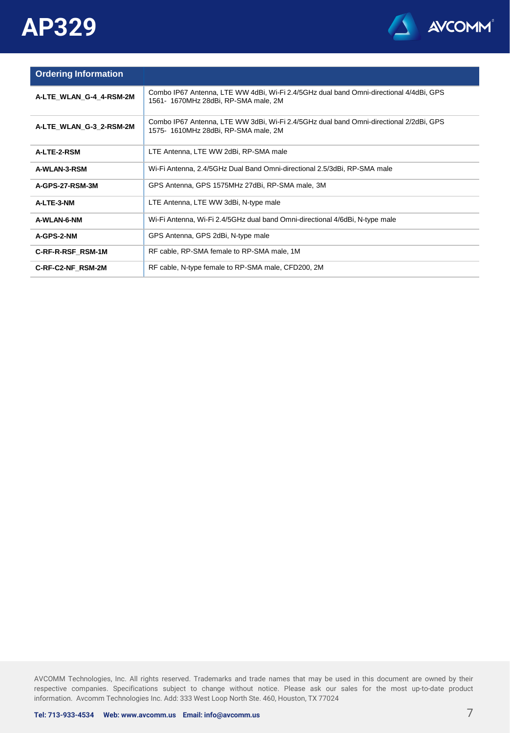| Ordering Information | |
|---|---|
| **A-LTE_WLAN_G-4_4-RSM-2M** | Combo IP67 Antenna, LTE WW 4dBi, Wi-Fi 2.4/5GHz dual band Omni-directional 4/4dBi, GPS 1561- 1670MHz 28dBi, RP-SMA male, 2M |
| **A-LTE_WLAN_G-3_2-RSM-2M** | Combo IP67 Antenna, LTE WW 3dBi, Wi-Fi 2.4/5GHz dual band Omni-directional 2/2dBi, GPS 1575- 1610MHz 28dBi, RP-SMA male, 2M |
| **A-LTE-2-RSM** | LTE Antenna, LTE WW 2dBi, RP-SMA male |
| **A-WLAN-3-RSM** | Wi-Fi Antenna, 2.4/5GHz Dual Band Omni-directional 2.5/3dBi, RP-SMA male |
| **A-GPS-27-RSM-3M** | GPS Antenna, GPS 1575MHz 27dBi, RP-SMA male, 3M |
| **A-LTE-3-NM** | LTE Antenna, LTE WW 3dBi, N-type male |
| **A-WLAN-6-NM** | Wi-Fi Antenna, Wi-Fi 2.4/5GHz dual band Omni-directional 4/6dBi, N-type male |
| **A-GPS-2-NM** | GPS Antenna, GPS 2dBi, N-type male |
| **C-RF-R-RSF_RSM-1M** | RF cable, RP-SMA female to RP-SMA male, 1M |
| **C-RF-C2-NF_RSM-2M** | RF cable, N-type female to RP-SMA male, CFD200, 2M |

AVCOMM Technologies, Inc. All rights reserved. Trademarks and trade names that may be used in this document are owned by their respective companies. Specifications subject to change without notice. Please ask our sales for the most up-to-date product information. Avcomm Technologies Inc. Add: 333 West Loop North Ste. 460, Houston, TX 77024

**Tel: 713-933-4534 Web: www.avcomm.us Email: info@avcomm.us**